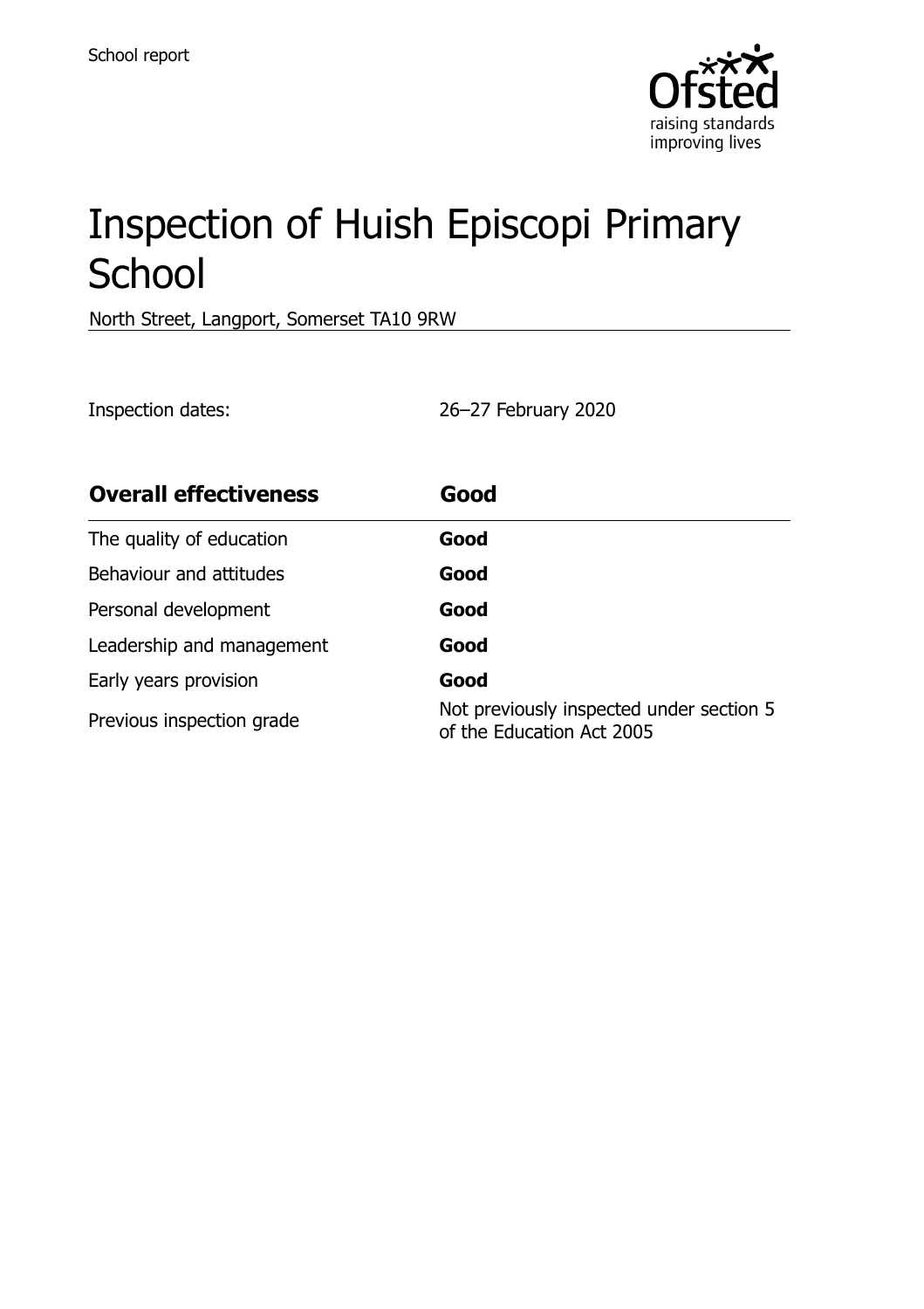School report

# Inspection of Huish Episcopi Primary School

North Street, Langport, Somerset TA10 9RW

Inspection dates: 26–27 February 2020

| **Overall effectiveness** | **Good** |
|---|---|
| The quality of education | **Good** |
| Behaviour and attitudes | **Good** |
| Personal development | **Good** |
| Leadership and management | **Good** |
| Early years provision | **Good** |
| Previous inspection grade | Not previously inspected under section 5 of the Education Act 2005 |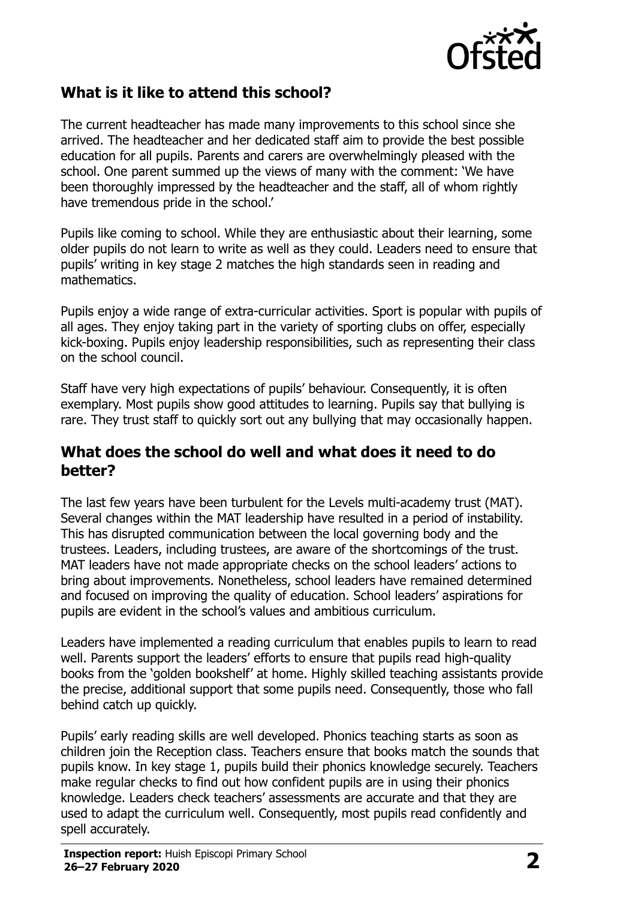## What is it like to attend this school?

The current headteacher has made many improvements to this school since she arrived. The headteacher and her dedicated staff aim to provide the best possible education for all pupils. Parents and carers are overwhelmingly pleased with the school. One parent summed up the views of many with the comment: 'We have been thoroughly impressed by the headteacher and the staff, all of whom rightly have tremendous pride in the school.'

Pupils like coming to school. While they are enthusiastic about their learning, some older pupils do not learn to write as well as they could. Leaders need to ensure that pupils' writing in key stage 2 matches the high standards seen in reading and mathematics.

Pupils enjoy a wide range of extra-curricular activities. Sport is popular with pupils of all ages. They enjoy taking part in the variety of sporting clubs on offer, especially kick-boxing. Pupils enjoy leadership responsibilities, such as representing their class on the school council.

Staff have very high expectations of pupils' behaviour. Consequently, it is often exemplary. Most pupils show good attitudes to learning. Pupils say that bullying is rare. They trust staff to quickly sort out any bullying that may occasionally happen.

## What does the school do well and what does it need to do better?

The last few years have been turbulent for the Levels multi-academy trust (MAT). Several changes within the MAT leadership have resulted in a period of instability. This has disrupted communication between the local governing body and the trustees. Leaders, including trustees, are aware of the shortcomings of the trust. MAT leaders have not made appropriate checks on the school leaders' actions to bring about improvements. Nonetheless, school leaders have remained determined and focused on improving the quality of education. School leaders' aspirations for pupils are evident in the school's values and ambitious curriculum.

Leaders have implemented a reading curriculum that enables pupils to learn to read well. Parents support the leaders' efforts to ensure that pupils read high-quality books from the 'golden bookshelf' at home. Highly skilled teaching assistants provide the precise, additional support that some pupils need. Consequently, those who fall behind catch up quickly.

Pupils' early reading skills are well developed. Phonics teaching starts as soon as children join the Reception class. Teachers ensure that books match the sounds that pupils know. In key stage 1, pupils build their phonics knowledge securely. Teachers make regular checks to find out how confident pupils are in using their phonics knowledge. Leaders check teachers' assessments are accurate and that they are used to adapt the curriculum well. Consequently, most pupils read confidently and spell accurately.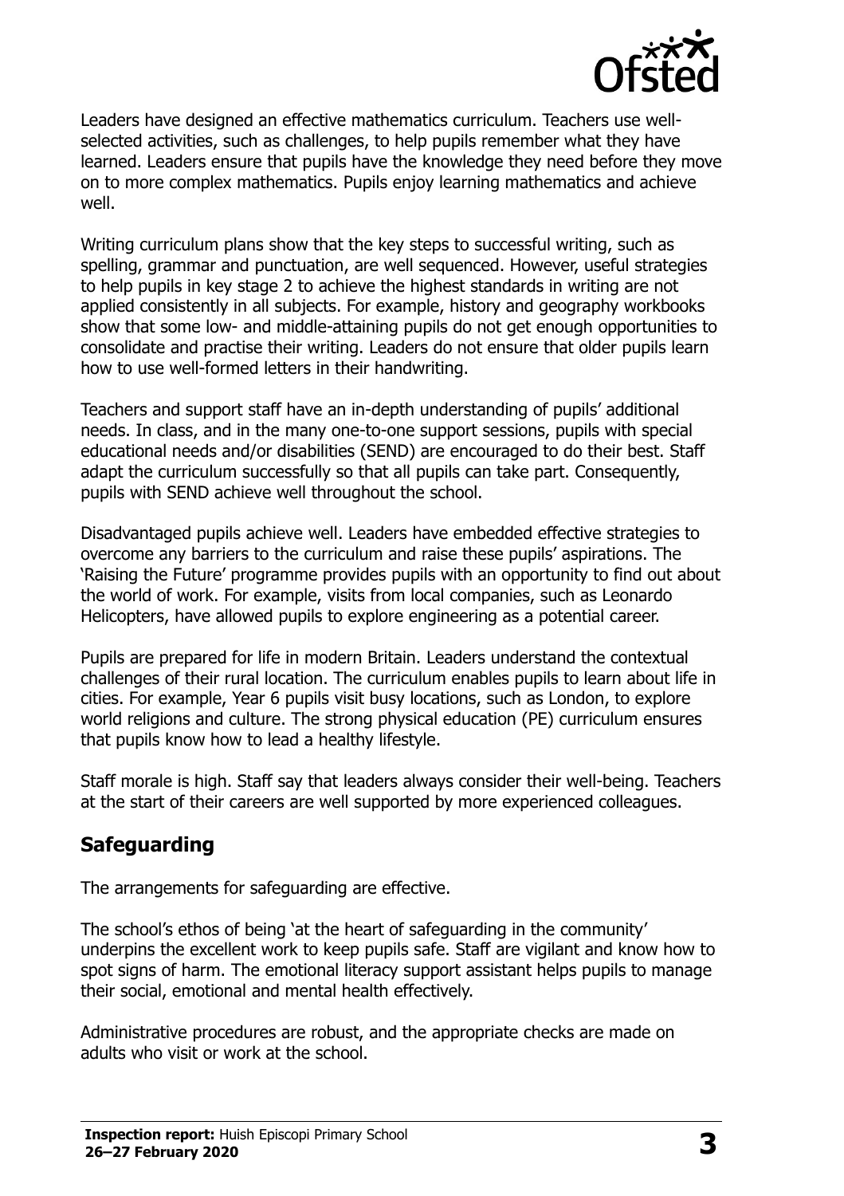Leaders have designed an effective mathematics curriculum. Teachers use well-selected activities, such as challenges, to help pupils remember what they have learned. Leaders ensure that pupils have the knowledge they need before they move on to more complex mathematics. Pupils enjoy learning mathematics and achieve well.

Writing curriculum plans show that the key steps to successful writing, such as spelling, grammar and punctuation, are well sequenced. However, useful strategies to help pupils in key stage 2 to achieve the highest standards in writing are not applied consistently in all subjects. For example, history and geography workbooks show that some low- and middle-attaining pupils do not get enough opportunities to consolidate and practise their writing. Leaders do not ensure that older pupils learn how to use well-formed letters in their handwriting.

Teachers and support staff have an in-depth understanding of pupils' additional needs. In class, and in the many one-to-one support sessions, pupils with special educational needs and/or disabilities (SEND) are encouraged to do their best. Staff adapt the curriculum successfully so that all pupils can take part. Consequently, pupils with SEND achieve well throughout the school.

Disadvantaged pupils achieve well. Leaders have embedded effective strategies to overcome any barriers to the curriculum and raise these pupils' aspirations. The 'Raising the Future' programme provides pupils with an opportunity to find out about the world of work. For example, visits from local companies, such as Leonardo Helicopters, have allowed pupils to explore engineering as a potential career.

Pupils are prepared for life in modern Britain. Leaders understand the contextual challenges of their rural location. The curriculum enables pupils to learn about life in cities. For example, Year 6 pupils visit busy locations, such as London, to explore world religions and culture. The strong physical education (PE) curriculum ensures that pupils know how to lead a healthy lifestyle.

Staff morale is high. Staff say that leaders always consider their well-being. Teachers at the start of their careers are well supported by more experienced colleagues.

## Safeguarding

The arrangements for safeguarding are effective.

The school's ethos of being 'at the heart of safeguarding in the community' underpins the excellent work to keep pupils safe. Staff are vigilant and know how to spot signs of harm. The emotional literacy support assistant helps pupils to manage their social, emotional and mental health effectively.

Administrative procedures are robust, and the appropriate checks are made on adults who visit or work at the school.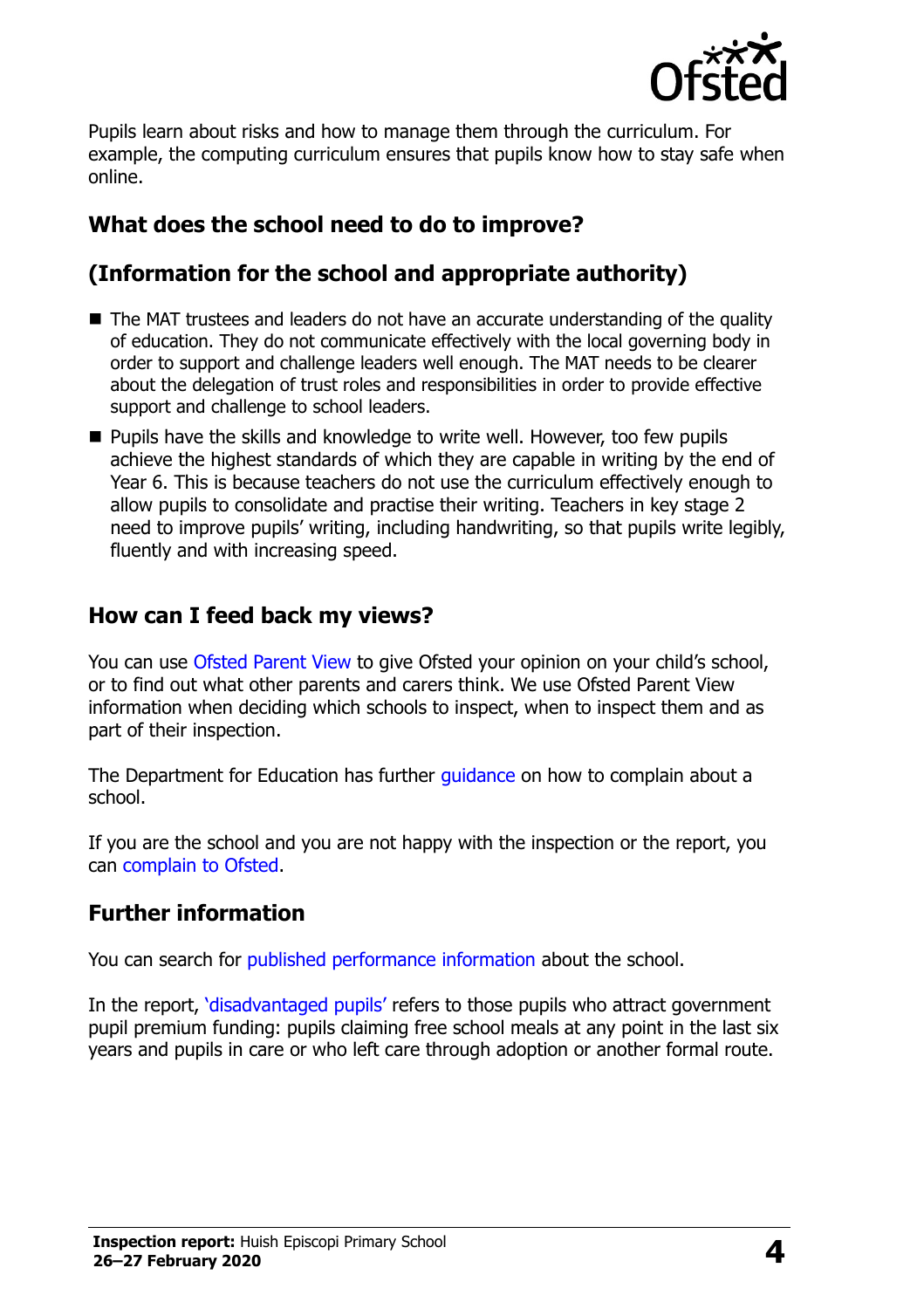Pupils learn about risks and how to manage them through the curriculum. For example, the computing curriculum ensures that pupils know how to stay safe when online.

## What does the school need to do to improve?

## (Information for the school and appropriate authority)

- The MAT trustees and leaders do not have an accurate understanding of the quality of education. They do not communicate effectively with the local governing body in order to support and challenge leaders well enough. The MAT needs to be clearer about the delegation of trust roles and responsibilities in order to provide effective support and challenge to school leaders.
- Pupils have the skills and knowledge to write well. However, too few pupils achieve the highest standards of which they are capable in writing by the end of Year 6. This is because teachers do not use the curriculum effectively enough to allow pupils to consolidate and practise their writing. Teachers in key stage 2 need to improve pupils' writing, including handwriting, so that pupils write legibly, fluently and with increasing speed.

## How can I feed back my views?

You can use Ofsted Parent View to give Ofsted your opinion on your child's school, or to find out what other parents and carers think. We use Ofsted Parent View information when deciding which schools to inspect, when to inspect them and as part of their inspection.

The Department for Education has further guidance on how to complain about a school.

If you are the school and you are not happy with the inspection or the report, you can complain to Ofsted.

## Further information

You can search for published performance information about the school.

In the report, 'disadvantaged pupils' refers to those pupils who attract government pupil premium funding: pupils claiming free school meals at any point in the last six years and pupils in care or who left care through adoption or another formal route.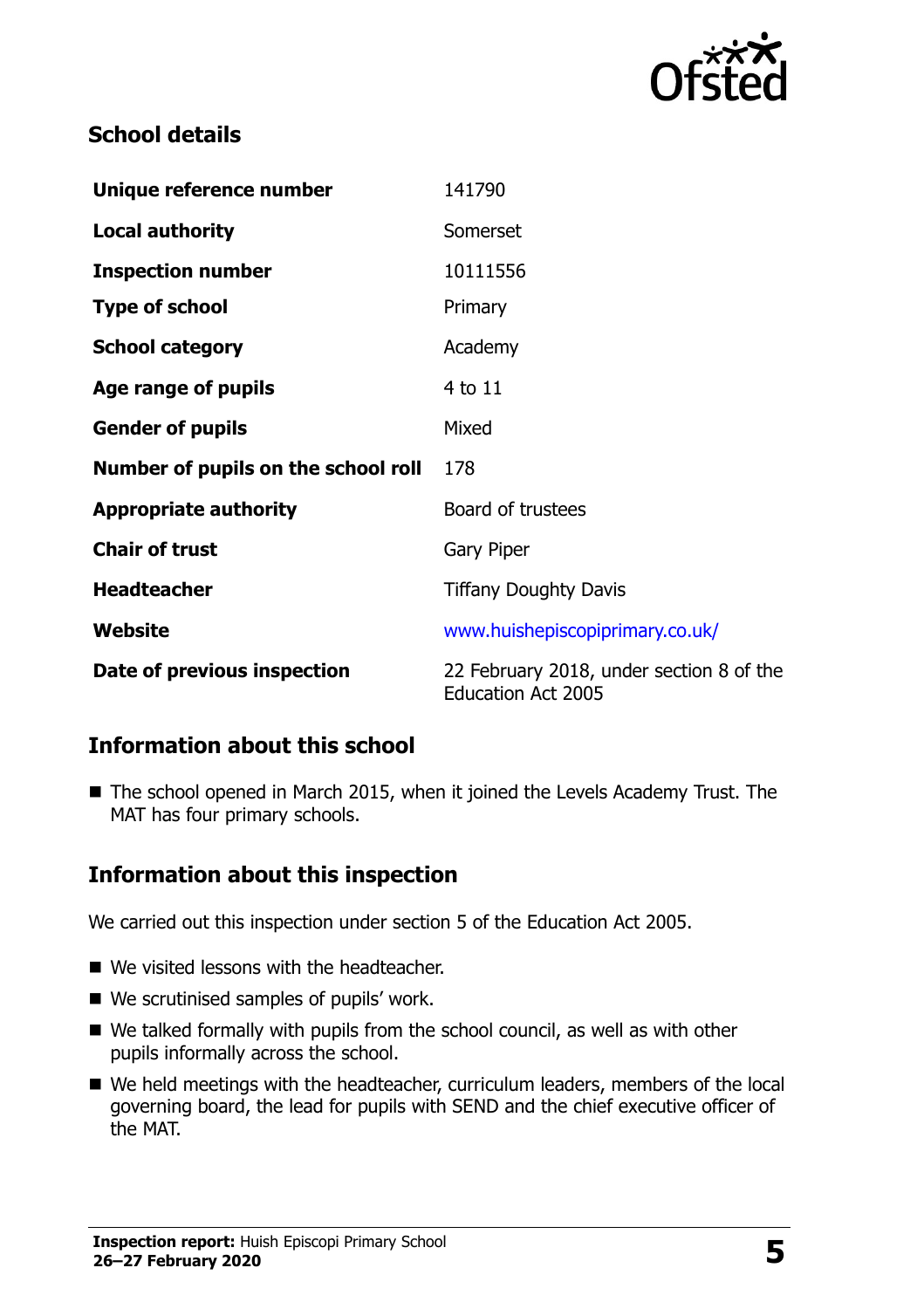## School details

| Unique reference number | 141790 |
| --- | --- |
| Local authority | Somerset |
| Inspection number | 10111556 |
| Type of school | Primary |
| School category | Academy |
| Age range of pupils | 4 to 11 |
| Gender of pupils | Mixed |
| Number of pupils on the school roll | 178 |
| Appropriate authority | Board of trustees |
| Chair of trust | Gary Piper |
| Headteacher | Tiffany Doughty Davis |
| Website | www.huishepiscopiprimary.co.uk/ |
| Date of previous inspection | 22 February 2018, under section 8 of the Education Act 2005 |

## Information about this school

- The school opened in March 2015, when it joined the Levels Academy Trust. The MAT has four primary schools.

## Information about this inspection

We carried out this inspection under section 5 of the Education Act 2005.

- We visited lessons with the headteacher.
- We scrutinised samples of pupils' work.
- We talked formally with pupils from the school council, as well as with other pupils informally across the school.
- We held meetings with the headteacher, curriculum leaders, members of the local governing board, the lead for pupils with SEND and the chief executive officer of the MAT.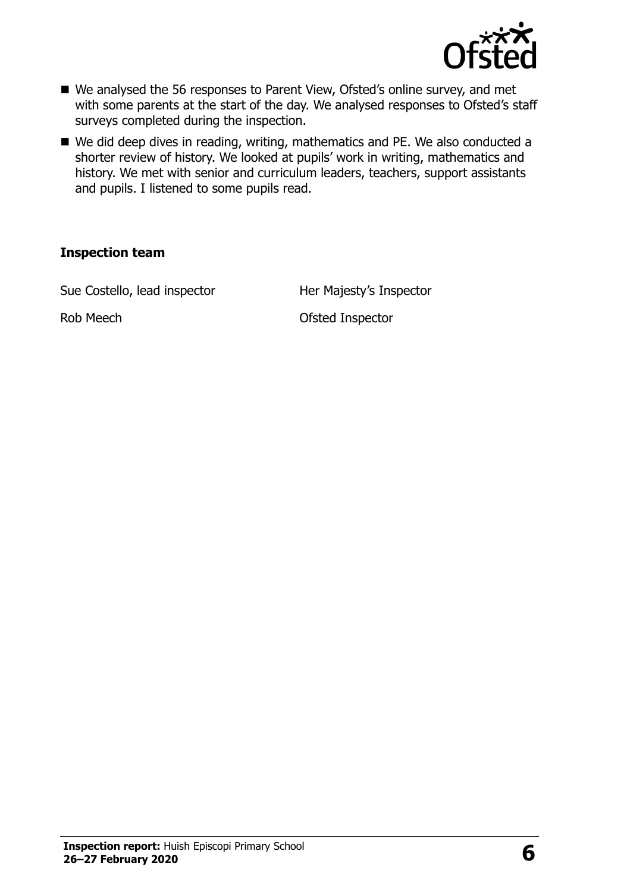- We analysed the 56 responses to Parent View, Ofsted's online survey, and met with some parents at the start of the day. We analysed responses to Ofsted's staff surveys completed during the inspection.
- We did deep dives in reading, writing, mathematics and PE. We also conducted a shorter review of history. We looked at pupils' work in writing, mathematics and history. We met with senior and curriculum leaders, teachers, support assistants and pupils. I listened to some pupils read.

### Inspection team

| | |
|---|---|
| Sue Costello, lead inspector | Her Majesty's Inspector |
| Rob Meech | Ofsted Inspector |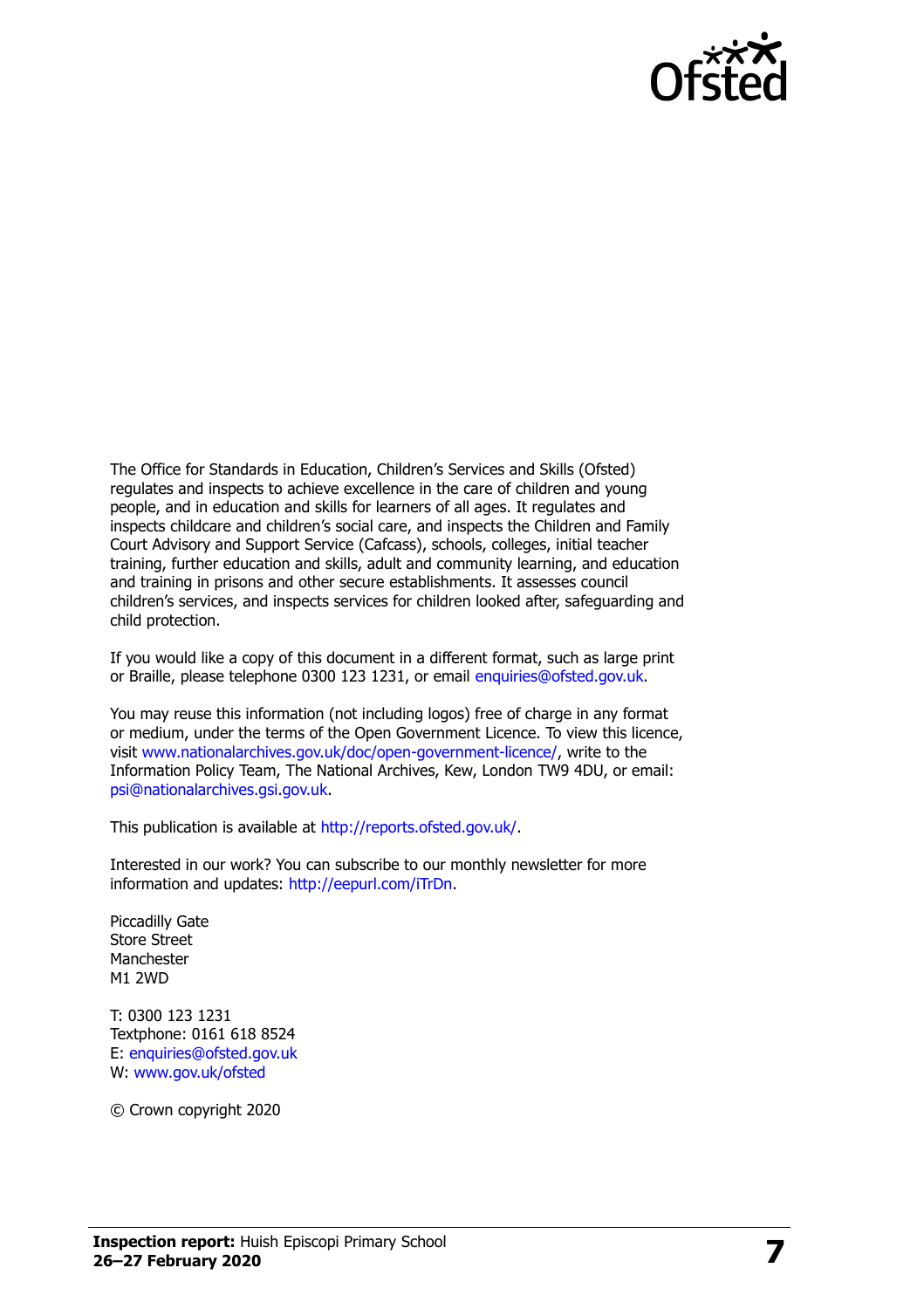The Office for Standards in Education, Children's Services and Skills (Ofsted) regulates and inspects to achieve excellence in the care of children and young people, and in education and skills for learners of all ages. It regulates and inspects childcare and children's social care, and inspects the Children and Family Court Advisory and Support Service (Cafcass), schools, colleges, initial teacher training, further education and skills, adult and community learning, and education and training in prisons and other secure establishments. It assesses council children's services, and inspects services for children looked after, safeguarding and child protection.

If you would like a copy of this document in a different format, such as large print or Braille, please telephone 0300 123 1231, or email enquiries@ofsted.gov.uk.

You may reuse this information (not including logos) free of charge in any format or medium, under the terms of the Open Government Licence. To view this licence, visit www.nationalarchives.gov.uk/doc/open-government-licence/, write to the Information Policy Team, The National Archives, Kew, London TW9 4DU, or email: psi@nationalarchives.gsi.gov.uk.

This publication is available at http://reports.ofsted.gov.uk/.

Interested in our work? You can subscribe to our monthly newsletter for more information and updates: http://eepurl.com/iTrDn.

Piccadilly Gate
Store Street
Manchester
M1 2WD

T: 0300 123 1231
Textphone: 0161 618 8524
E: enquiries@ofsted.gov.uk
W: www.gov.uk/ofsted

© Crown copyright 2020